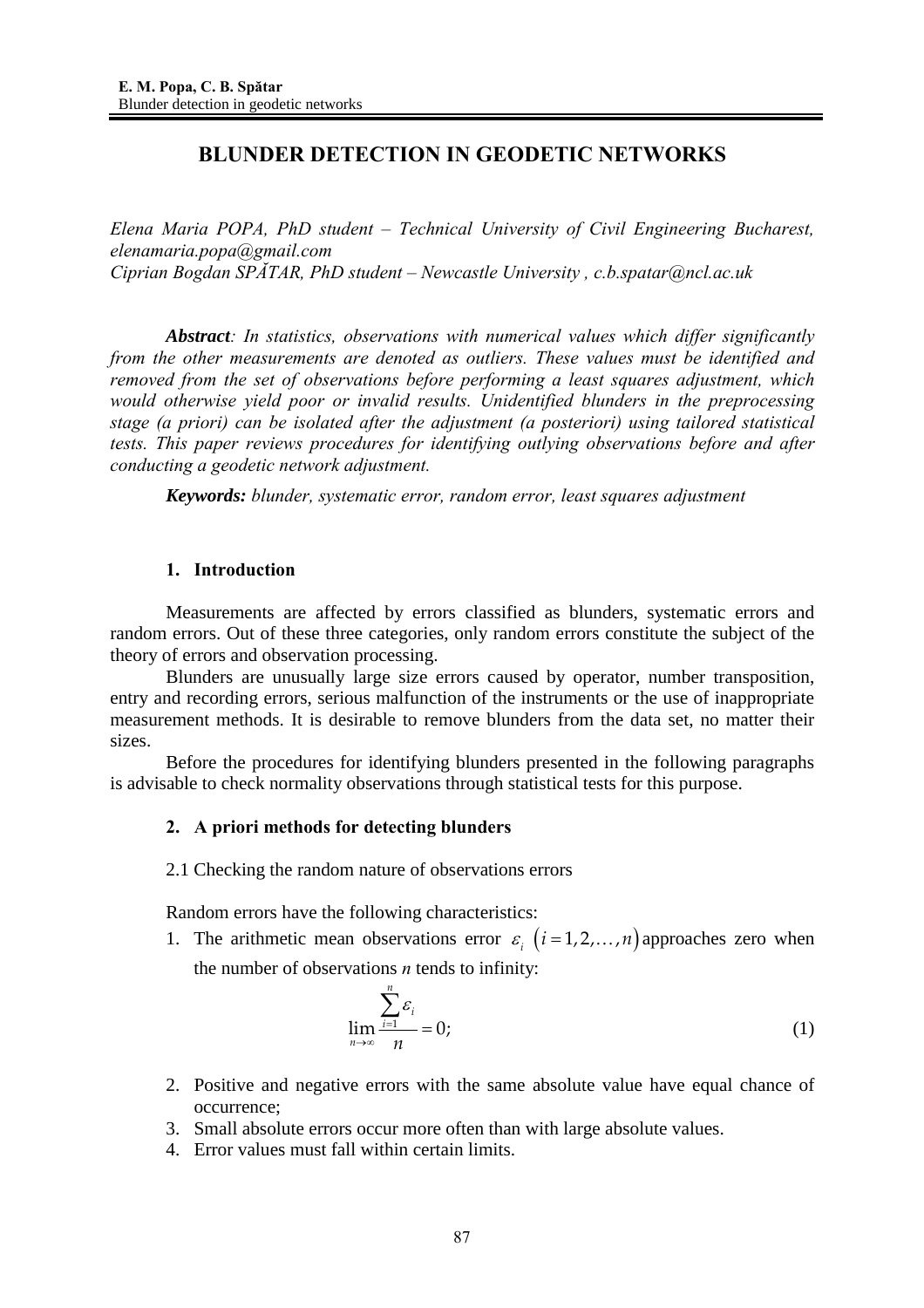# BLUNDER DETECTION IN GEODETIC NETWORKS

*Elena Maria POPA, PhD student – Technical University of Civil Engineering Bucharest, elenamaria.popa@gmail.com*
*Ciprian Bogdan SPĂTAR, PhD student – Newcastle University , c.b.spatar@ncl.ac.uk*

***Abstract**: In statistics, observations with numerical values which differ significantly from the other measurements are denoted as outliers. These values must be identified and removed from the set of observations before performing a least squares adjustment, which would otherwise yield poor or invalid results. Unidentified blunders in the preprocessing stage (a priori) can be isolated after the adjustment (a posteriori) using tailored statistical tests. This paper reviews procedures for identifying outlying observations before and after conducting a geodetic network adjustment.*

***Keywords:** blunder, systematic error, random error, least squares adjustment*

## 1. Introduction

Measurements are affected by errors classified as blunders, systematic errors and random errors. Out of these three categories, only random errors constitute the subject of the theory of errors and observation processing.

Blunders are unusually large size errors caused by operator, number transposition, entry and recording errors, serious malfunction of the instruments or the use of inappropriate measurement methods. It is desirable to remove blunders from the data set, no matter their sizes.

Before the procedures for identifying blunders presented in the following paragraphs is advisable to check normality observations through statistical tests for this purpose.

## 2. A priori methods for detecting blunders

### 2.1 Checking the random nature of observations errors

Random errors have the following characteristics:

1. The arithmetic mean observations error $\varepsilon_i \; (i = 1, 2, \ldots, n)$ approaches zero when the number of observations $n$ tends to infinity:

$$\lim_{n \to \infty} \frac{\sum_{i=1}^{n} \varepsilon_i}{n} = 0; \tag{1}$$

2. Positive and negative errors with the same absolute value have equal chance of occurrence;
3. Small absolute errors occur more often than with large absolute values.
4. Error values must fall within certain limits.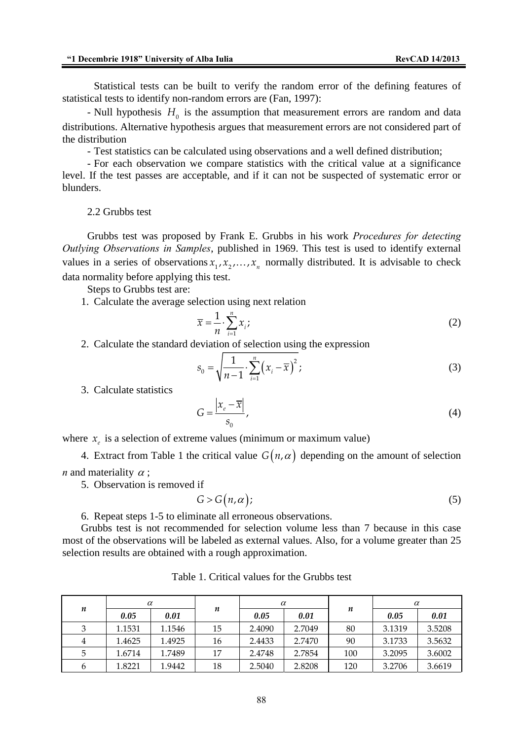Statistical tests can be built to verify the random error of the defining features of statistical tests to identify non-random errors are (Fan, 1997):

- Null hypothesis $H_0$ is the assumption that measurement errors are random and data distributions. Alternative hypothesis argues that measurement errors are not considered part of the distribution
- Test statistics can be calculated using observations and a well defined distribution;
- For each observation we compare statistics with the critical value at a significance level. If the test passes are acceptable, and if it can not be suspected of systematic error or blunders.

2.2 Grubbs test

Grubbs test was proposed by Frank E. Grubbs in his work *Procedures for detecting Outlying Observations in Samples*, published in 1969. This test is used to identify external values in a series of observations $x_1, x_2, \ldots, x_n$ normally distributed. It is advisable to check data normality before applying this test.

Steps to Grubbs test are:

1. Calculate the average selection using next relation

$$\overline{x} = \frac{1}{n} \cdot \sum_{i=1}^{n} x_i; \tag{2}$$

2. Calculate the standard deviation of selection using the expression

$$s_0 = \sqrt{\frac{1}{n-1} \cdot \sum_{i=1}^{n} \left(x_i - \overline{x}\right)^2}; \tag{3}$$

3. Calculate statistics

$$G = \frac{\left|x_e - \overline{x}\right|}{s_0}, \tag{4}$$

where $x_e$ is a selection of extreme values (minimum or maximum value)

4. Extract from Table 1 the critical value $G(n, \alpha)$ depending on the amount of selection $n$ and materiality $\alpha$;
5. Observation is removed if

$$G > G(n, \alpha); \tag{5}$$

6. Repeat steps 1-5 to eliminate all erroneous observations.

Grubbs test is not recommended for selection volume less than 7 because in this case most of the observations will be labeled as external values. Also, for a volume greater than 25 selection results are obtained with a rough approximation.

Table 1. Critical values for the Grubbs test

| ***n*** | $\alpha$ | | ***n*** | $\alpha$ | | ***n*** | $\alpha$ | |
|---|---|---|---|---|---|---|---|---|
| | ***0.05*** | ***0.01*** | | ***0.05*** | ***0.01*** | | ***0.05*** | ***0.01*** |
| 3 | 1.1531 | 1.1546 | 15 | 2.4090 | 2.7049 | 80 | 3.1319 | 3.5208 |
| 4 | 1.4625 | 1.4925 | 16 | 2.4433 | 2.7470 | 90 | 3.1733 | 3.5632 |
| 5 | 1.6714 | 1.7489 | 17 | 2.4748 | 2.7854 | 100 | 3.2095 | 3.6002 |
| 6 | 1.8221 | 1.9442 | 18 | 2.5040 | 2.8208 | 120 | 3.2706 | 3.6619 |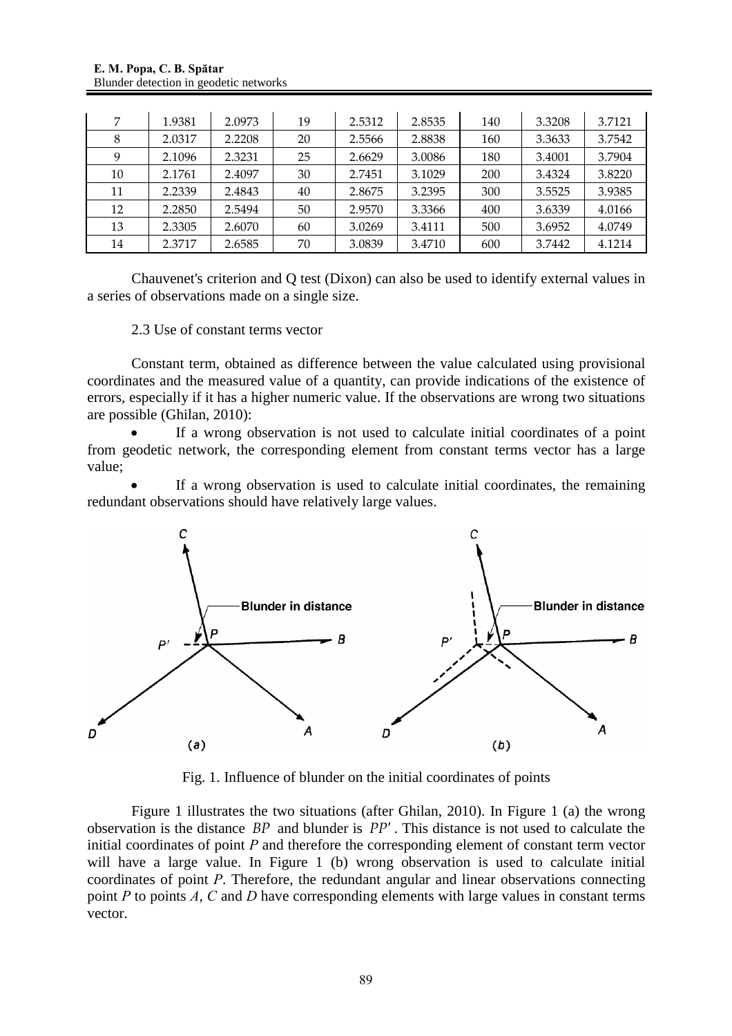| 7 | 1.9381 | 2.0973 | 19 | 2.5312 | 2.8535 | 140 | 3.3208 | 3.7121 |
|---|---|---|---|---|---|---|---|---|
| 8 | 2.0317 | 2.2208 | 20 | 2.5566 | 2.8838 | 160 | 3.3633 | 3.7542 |
| 9 | 2.1096 | 2.3231 | 25 | 2.6629 | 3.0086 | 180 | 3.4001 | 3.7904 |
| 10 | 2.1761 | 2.4097 | 30 | 2.7451 | 3.1029 | 200 | 3.4324 | 3.8220 |
| 11 | 2.2339 | 2.4843 | 40 | 2.8675 | 3.2395 | 300 | 3.5525 | 3.9385 |
| 12 | 2.2850 | 2.5494 | 50 | 2.9570 | 3.3366 | 400 | 3.6339 | 4.0166 |
| 13 | 2.3305 | 2.6070 | 60 | 3.0269 | 3.4111 | 500 | 3.6952 | 4.0749 |
| 14 | 2.3717 | 2.6585 | 70 | 3.0839 | 3.4710 | 600 | 3.7442 | 4.1214 |

Chauvenet's criterion and Q test (Dixon) can also be used to identify external values in a series of observations made on a single size.

2.3 Use of constant terms vector

Constant term, obtained as difference between the value calculated using provisional coordinates and the measured value of a quantity, can provide indications of the existence of errors, especially if it has a higher numeric value. If the observations are wrong two situations are possible (Ghilan, 2010):

- If a wrong observation is not used to calculate initial coordinates of a point from geodetic network, the corresponding element from constant terms vector has a large value;
- If a wrong observation is used to calculate initial coordinates, the remaining redundant observations should have relatively large values.

Fig. 1. Influence of blunder on the initial coordinates of points

Figure 1 illustrates the two situations (after Ghilan, 2010). In Figure 1 (a) the wrong observation is the distance $BP$ and blunder is $PP'$. This distance is not used to calculate the initial coordinates of point *P* and therefore the corresponding element of constant term vector will have a large value. In Figure 1 (b) wrong observation is used to calculate initial coordinates of point *P*. Therefore, the redundant angular and linear observations connecting point *P* to points *A*, *C* and *D* have corresponding elements with large values in constant terms vector.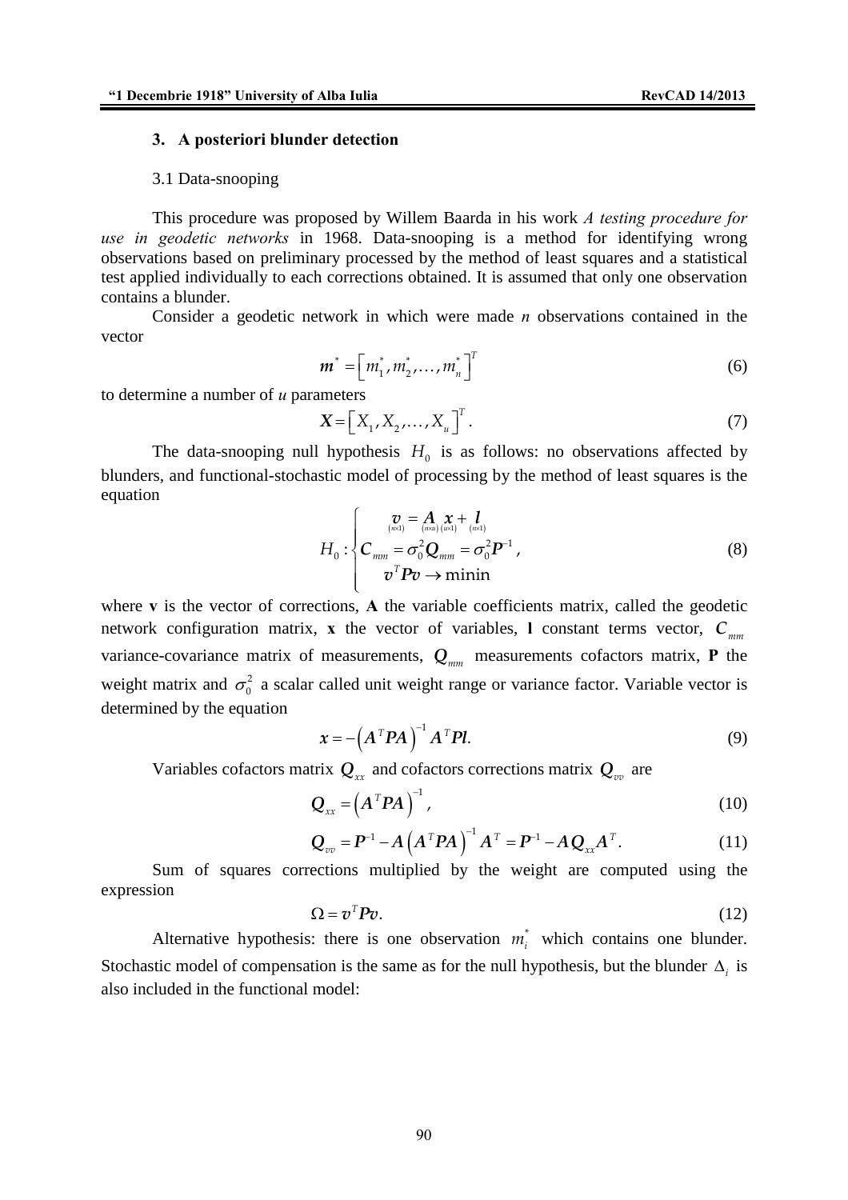## 3. A posteriori blunder detection

### 3.1 Data-snooping

This procedure was proposed by Willem Baarda in his work *A testing procedure for use in geodetic networks* in 1968. Data-snooping is a method for identifying wrong observations based on preliminary processed by the method of least squares and a statistical test applied individually to each corrections obtained. It is assumed that only one observation contains a blunder.

Consider a geodetic network in which were made *n* observations contained in the vector

$$\boldsymbol{m}^* = \left[ m_1^*, m_2^*, \ldots, m_n^* \right]^T \tag{6}$$

to determine a number of *u* parameters

$$\boldsymbol{X} = \left[ X_1, X_2, \ldots, X_u \right]^T. \tag{7}$$

The data-snooping null hypothesis $H_0$ is as follows: no observations affected by blunders, and functional-stochastic model of processing by the method of least squares is the equation

$$H_0 : \begin{cases} \underset{(n\times 1)}{\boldsymbol{v}} = \underset{(n\times u)}{\boldsymbol{A}} \underset{(u\times 1)}{\boldsymbol{x}} + \underset{(n\times 1)}{\boldsymbol{l}} \\ \boldsymbol{C}_{mm} = \sigma_0^2 \boldsymbol{Q}_{mm} = \sigma_0^2 \boldsymbol{P}^{-1} \,, \\ \boldsymbol{v}^T \boldsymbol{P} \boldsymbol{v} \rightarrow \text{minin} \end{cases} \tag{8}$$

where **v** is the vector of corrections, **A** the variable coefficients matrix, called the geodetic network configuration matrix, **x** the vector of variables, **l** constant terms vector, $\boldsymbol{C}_{mm}$ variance-covariance matrix of measurements, $\boldsymbol{Q}_{mm}$ measurements cofactors matrix, **P** the weight matrix and $\sigma_0^2$ a scalar called unit weight range or variance factor. Variable vector is determined by the equation

$$\boldsymbol{x} = -\left( \boldsymbol{A}^T \boldsymbol{P} \boldsymbol{A} \right)^{-1} \boldsymbol{A}^T \boldsymbol{P} \boldsymbol{l}. \tag{9}$$

Variables cofactors matrix $\boldsymbol{Q}_{xx}$ and cofactors corrections matrix $\boldsymbol{Q}_{vv}$ are

$$\boldsymbol{Q}_{xx} = \left( \boldsymbol{A}^T \boldsymbol{P} \boldsymbol{A} \right)^{-1}, \tag{10}$$

$$\boldsymbol{Q}_{vv} = \boldsymbol{P}^{-1} - \boldsymbol{A} \left( \boldsymbol{A}^T \boldsymbol{P} \boldsymbol{A} \right)^{-1} \boldsymbol{A}^T = \boldsymbol{P}^{-1} - \boldsymbol{A} \boldsymbol{Q}_{xx} \boldsymbol{A}^T. \tag{11}$$

Sum of squares corrections multiplied by the weight are computed using the expression

$$\Omega = \boldsymbol{v}^T \boldsymbol{P} \boldsymbol{v}. \tag{12}$$

Alternative hypothesis: there is one observation $m_i^*$ which contains one blunder. Stochastic model of compensation is the same as for the null hypothesis, but the blunder $\Delta_i$ is also included in the functional model: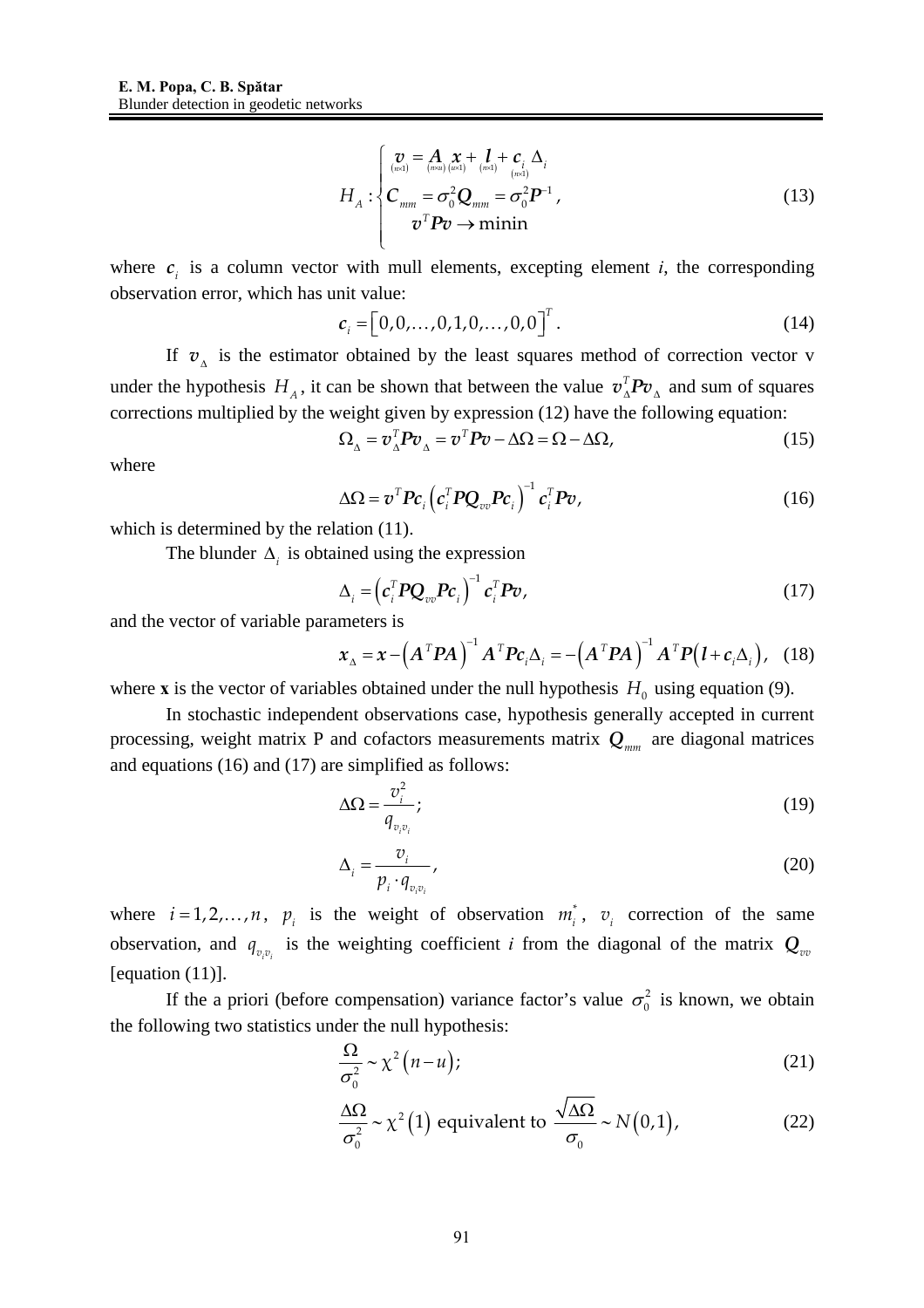$$H_A : \begin{cases} \underset{(n\times1)}{\boldsymbol{v}} = \underset{(n\times u)}{\boldsymbol{A}}\,\underset{(u\times1)}{\boldsymbol{x}} + \underset{(n\times1)}{\boldsymbol{l}} + \underset{(n\times1)}{\boldsymbol{c}_i}\,\Delta_i \\ \boldsymbol{C}_{mm} = \sigma_0^2 \boldsymbol{Q}_{mm} = \sigma_0^2 \boldsymbol{P}^{-1} \\ \boldsymbol{v}^T \boldsymbol{P} \boldsymbol{v} \rightarrow \text{minin} \end{cases}, \tag{13}$$

where $\boldsymbol{c}_i$ is a column vector with mull elements, excepting element *i*, the corresponding observation error, which has unit value:

$$\boldsymbol{c}_i = \left[0, 0, \ldots, 0, 1, 0, \ldots, 0, 0\right]^T. \tag{14}$$

If $\boldsymbol{v}_\Delta$ is the estimator obtained by the least squares method of correction vector v under the hypothesis $H_A$, it can be shown that between the value $\boldsymbol{v}_\Delta^T \boldsymbol{P} \boldsymbol{v}_\Delta$ and sum of squares corrections multiplied by the weight given by expression (12) have the following equation:

$$\Omega_\Delta = \boldsymbol{v}_\Delta^T \boldsymbol{P} \boldsymbol{v}_\Delta = \boldsymbol{v}^T \boldsymbol{P} \boldsymbol{v} - \Delta\Omega = \Omega - \Delta\Omega, \tag{15}$$

where

$$\Delta\Omega = \boldsymbol{v}^T \boldsymbol{P} \boldsymbol{c}_i \left(\boldsymbol{c}_i^T \boldsymbol{P} \boldsymbol{Q}_{vv} \boldsymbol{P} \boldsymbol{c}_i\right)^{-1} \boldsymbol{c}_i^T \boldsymbol{P} \boldsymbol{v}, \tag{16}$$

which is determined by the relation (11).

The blunder $\Delta_i$ is obtained using the expression

$$\Delta_i = \left(\boldsymbol{c}_i^T \boldsymbol{P} \boldsymbol{Q}_{vv} \boldsymbol{P} \boldsymbol{c}_i\right)^{-1} \boldsymbol{c}_i^T \boldsymbol{P} \boldsymbol{v}, \tag{17}$$

and the vector of variable parameters is

$$\boldsymbol{x}_\Delta = \boldsymbol{x} - \left(\boldsymbol{A}^T \boldsymbol{P} \boldsymbol{A}\right)^{-1} \boldsymbol{A}^T \boldsymbol{P} \boldsymbol{c}_i \Delta_i = -\left(\boldsymbol{A}^T \boldsymbol{P} \boldsymbol{A}\right)^{-1} \boldsymbol{A}^T \boldsymbol{P}\left(\boldsymbol{l} + \boldsymbol{c}_i \Delta_i\right), \tag{18}$$

where **x** is the vector of variables obtained under the null hypothesis $H_0$ using equation (9).

In stochastic independent observations case, hypothesis generally accepted in current processing, weight matrix P and cofactors measurements matrix $\boldsymbol{Q}_{mm}$ are diagonal matrices and equations (16) and (17) are simplified as follows:

$$\Delta\Omega = \frac{v_i^2}{q_{v_i v_i}}; \tag{19}$$

$$\Delta_i = \frac{v_i}{p_i \cdot q_{v_i v_i}}, \tag{20}$$

where $i = 1, 2, \ldots, n$, $p_i$ is the weight of observation $m_i^*$, $v_i$ correction of the same observation, and $q_{v_i v_i}$ is the weighting coefficient *i* from the diagonal of the matrix $\boldsymbol{Q}_{vv}$ [equation (11)].

If the a priori (before compensation) variance factor's value $\sigma_0^2$ is known, we obtain the following two statistics under the null hypothesis:

$$\frac{\Omega}{\sigma_0^2} \sim \chi^2\left(n - u\right); \tag{21}$$

$$\frac{\Delta\Omega}{\sigma_0^2} \sim \chi^2\left(1\right) \text{ equivalent to } \frac{\sqrt{\Delta\Omega}}{\sigma_0} \sim N\left(0, 1\right), \tag{22}$$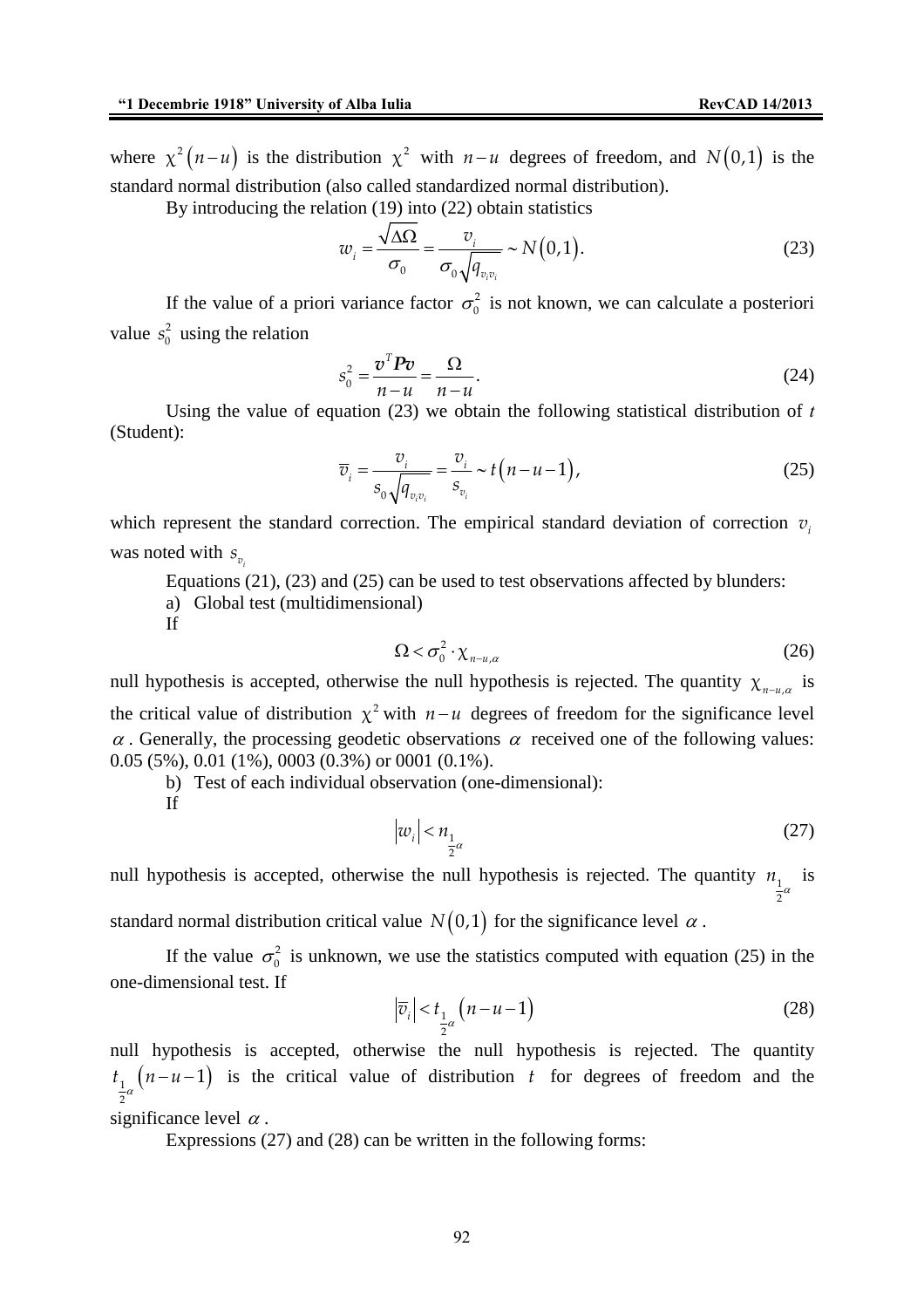where $\chi^2(n-u)$ is the distribution $\chi^2$ with $n-u$ degrees of freedom, and $N(0,1)$ is the standard normal distribution (also called standardized normal distribution).

By introducing the relation (19) into (22) obtain statistics

$$w_i = \frac{\sqrt{\Delta\Omega}}{\sigma_0} = \frac{v_i}{\sigma_0\sqrt{q_{v_i v_i}}} \sim N(0,1). \tag{23}$$

If the value of a priori variance factor $\sigma_0^2$ is not known, we can calculate a posteriori value $s_0^2$ using the relation

$$s_0^2 = \frac{\boldsymbol{v}^T\boldsymbol{P}\boldsymbol{v}}{n-u} = \frac{\Omega}{n-u}. \tag{24}$$

Using the value of equation (23) we obtain the following statistical distribution of *t* (Student):

$$\overline{v}_i = \frac{v_i}{s_0\sqrt{q_{v_i v_i}}} = \frac{v_i}{s_{v_i}} \sim t(n-u-1), \tag{25}$$

which represent the standard correction. The empirical standard deviation of correction $v_i$ was noted with $s_{v_i}$

Equations (21), (23) and (25) can be used to test observations affected by blunders:

a) Global test (multidimensional)

If

$$\Omega < \sigma_0^2 \cdot \chi_{n-u,\alpha} \tag{26}$$

null hypothesis is accepted, otherwise the null hypothesis is rejected. The quantity $\chi_{n-u,\alpha}$ is the critical value of distribution $\chi^2$ with $n-u$ degrees of freedom for the significance level $\alpha$. Generally, the processing geodetic observations $\alpha$ received one of the following values: 0.05 (5%), 0.01 (1%), 0003 (0.3%) or 0001 (0.1%).

b) Test of each individual observation (one-dimensional):

If

$$|w_i| < n_{\frac{1}{2}\alpha} \tag{27}$$

null hypothesis is accepted, otherwise the null hypothesis is rejected. The quantity $n_{\frac{1}{2}\alpha}$ is standard normal distribution critical value $N(0,1)$ for the significance level $\alpha$.

If the value $\sigma_0^2$ is unknown, we use the statistics computed with equation (25) in the one-dimensional test. If

$$|\overline{v}_i| < t_{\frac{1}{2}\alpha}(n-u-1) \tag{28}$$

null hypothesis is accepted, otherwise the null hypothesis is rejected. The quantity $t_{\frac{1}{2}\alpha}(n-u-1)$ is the critical value of distribution $t$ for degrees of freedom and the significance level $\alpha$.

Expressions (27) and (28) can be written in the following forms: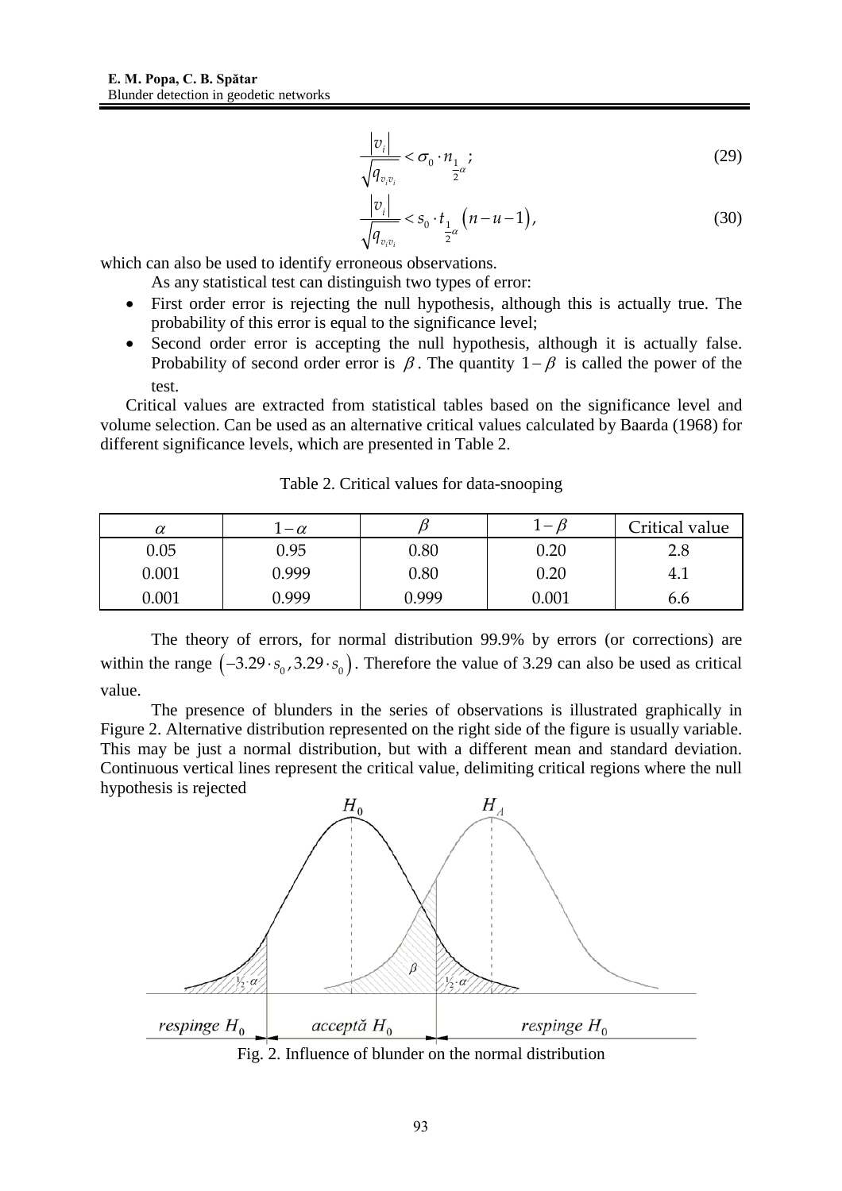$$\frac{|v_i|}{\sqrt{q_{v_i v_i}}} < \sigma_0 \cdot n_{\frac{1}{2}\alpha} ; \tag{29}$$

$$\frac{|v_i|}{\sqrt{q_{v_i v_i}}} < s_0 \cdot t_{\frac{1}{2}\alpha}\left(n-u-1\right), \tag{30}$$

which can also be used to identify erroneous observations.

As any statistical test can distinguish two types of error:

- First order error is rejecting the null hypothesis, although this is actually true. The probability of this error is equal to the significance level;
- Second order error is accepting the null hypothesis, although it is actually false. Probability of second order error is $\beta$. The quantity $1-\beta$ is called the power of the test.

Critical values are extracted from statistical tables based on the significance level and volume selection. Can be used as an alternative critical values calculated by Baarda (1968) for different significance levels, which are presented in Table 2.

Table 2. Critical values for data-snooping

| $\alpha$ | $1-\alpha$ | $\beta$ | $1-\beta$ | Critical value |
|---|---|---|---|---|
| 0.05 | 0.95 | 0.80 | 0.20 | 2.8 |
| 0.001 | 0.999 | 0.80 | 0.20 | 4.1 |
| 0.001 | 0.999 | 0.999 | 0.001 | 6.6 |

The theory of errors, for normal distribution 99.9% by errors (or corrections) are within the range $\left(-3.29 \cdot s_0, 3.29 \cdot s_0\right)$. Therefore the value of 3.29 can also be used as critical value.

The presence of blunders in the series of observations is illustrated graphically in Figure 2. Alternative distribution represented on the right side of the figure is usually variable. This may be just a normal distribution, but with a different mean and standard deviation. Continuous vertical lines represent the critical value, delimiting critical regions where the null hypothesis is rejected

Fig. 2. Influence of blunder on the normal distribution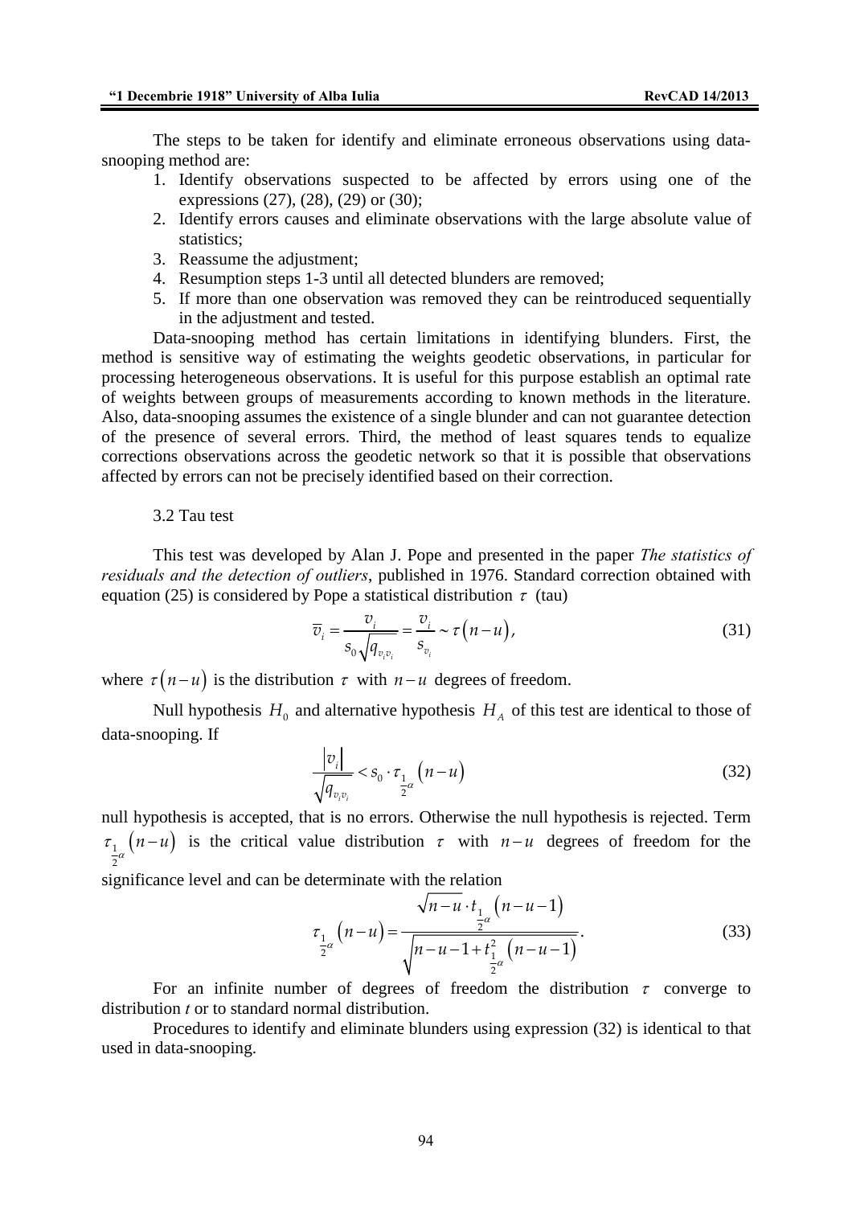The steps to be taken for identify and eliminate erroneous observations using data-snooping method are:

1. Identify observations suspected to be affected by errors using one of the expressions (27), (28), (29) or (30);
2. Identify errors causes and eliminate observations with the large absolute value of statistics;
3. Reassume the adjustment;
4. Resumption steps 1-3 until all detected blunders are removed;
5. If more than one observation was removed they can be reintroduced sequentially in the adjustment and tested.

Data-snooping method has certain limitations in identifying blunders. First, the method is sensitive way of estimating the weights geodetic observations, in particular for processing heterogeneous observations. It is useful for this purpose establish an optimal rate of weights between groups of measurements according to known methods in the literature. Also, data-snooping assumes the existence of a single blunder and can not guarantee detection of the presence of several errors. Third, the method of least squares tends to equalize corrections observations across the geodetic network so that it is possible that observations affected by errors can not be precisely identified based on their correction.

3.2 Tau test

This test was developed by Alan J. Pope and presented in the paper *The statistics of residuals and the detection of outliers*, published in 1976. Standard correction obtained with equation (25) is considered by Pope a statistical distribution $\tau$ (tau)

$$\overline{v}_i = \frac{v_i}{s_0 \sqrt{q_{v_i v_i}}} = \frac{v_i}{s_{v_i}} \sim \tau\left(n-u\right), \tag{31}$$

where $\tau\left(n-u\right)$ is the distribution $\tau$ with $n-u$ degrees of freedom.

Null hypothesis $H_0$ and alternative hypothesis $H_A$ of this test are identical to those of data-snooping. If

$$\frac{\left|v_i\right|}{\sqrt{q_{v_i v_i}}} < s_0 \cdot \tau_{\frac{1}{2}\alpha}\left(n-u\right) \tag{32}$$

null hypothesis is accepted, that is no errors. Otherwise the null hypothesis is rejected. Term $\tau_{\frac{1}{2}\alpha}\left(n-u\right)$ is the critical value distribution $\tau$ with $n-u$ degrees of freedom for the significance level and can be determinate with the relation

$$\tau_{\frac{1}{2}\alpha}\left(n-u\right) = \frac{\sqrt{n-u} \cdot t_{\frac{1}{2}\alpha}\left(n-u-1\right)}{\sqrt{n-u-1+t^2_{\frac{1}{2}\alpha}\left(n-u-1\right)}}. \tag{33}$$

For an infinite number of degrees of freedom the distribution $\tau$ converge to distribution *t* or to standard normal distribution.

Procedures to identify and eliminate blunders using expression (32) is identical to that used in data-snooping.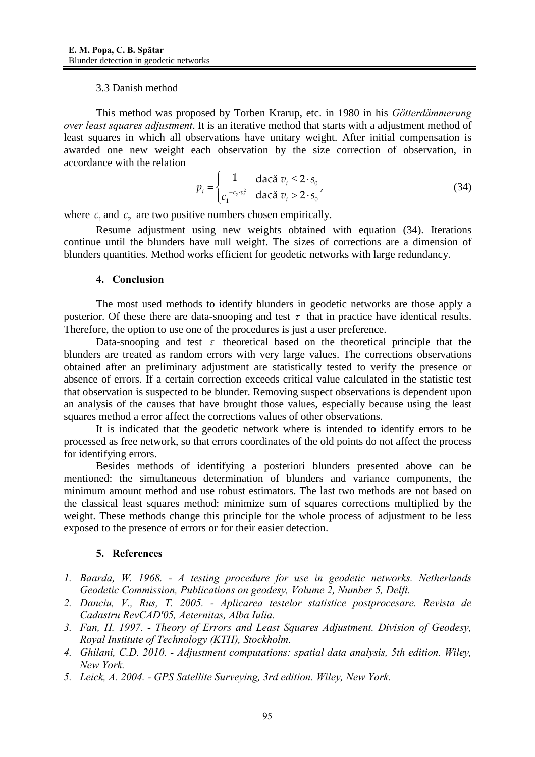3.3 Danish method

This method was proposed by Torben Krarup, etc. in 1980 in his *Götterdämmerung over least squares adjustment*. It is an iterative method that starts with a adjustment method of least squares in which all observations have unitary weight. After initial compensation is awarded one new weight each observation by the size correction of observation, in accordance with the relation

$$p_i = \begin{cases} 1 & \text{dacă } v_i \leq 2 \cdot s_0 \\ c_1^{-c_2 \cdot v_i^2} & \text{dacă } v_i > 2 \cdot s_0 \end{cases}, \tag{34}$$

where $c_1$ and $c_2$ are two positive numbers chosen empirically.

Resume adjustment using new weights obtained with equation (34). Iterations continue until the blunders have null weight. The sizes of corrections are a dimension of blunders quantities. Method works efficient for geodetic networks with large redundancy.

#### 4. Conclusion

The most used methods to identify blunders in geodetic networks are those apply a posterior. Of these there are data-snooping and test $\tau$ that in practice have identical results. Therefore, the option to use one of the procedures is just a user preference.

Data-snooping and test $\tau$ theoretical based on the theoretical principle that the blunders are treated as random errors with very large values. The corrections observations obtained after an preliminary adjustment are statistically tested to verify the presence or absence of errors. If a certain correction exceeds critical value calculated in the statistic test that observation is suspected to be blunder. Removing suspect observations is dependent upon an analysis of the causes that have brought those values, especially because using the least squares method a error affect the corrections values of other observations.

It is indicated that the geodetic network where is intended to identify errors to be processed as free network, so that errors coordinates of the old points do not affect the process for identifying errors.

Besides methods of identifying a posteriori blunders presented above can be mentioned: the simultaneous determination of blunders and variance components, the minimum amount method and use robust estimators. The last two methods are not based on the classical least squares method: minimize sum of squares corrections multiplied by the weight. These methods change this principle for the whole process of adjustment to be less exposed to the presence of errors or for their easier detection.

#### 5. References

1. *Baarda, W. 1968. - A testing procedure for use in geodetic networks. Netherlands Geodetic Commission, Publications on geodesy, Volume 2, Number 5, Delft.*
2. *Danciu, V., Rus, T. 2005. - Aplicarea testelor statistice postprocesare. Revista de Cadastru RevCAD'05, Aeternitas, Alba Iulia.*
3. *Fan, H. 1997. - Theory of Errors and Least Squares Adjustment. Division of Geodesy, Royal Institute of Technology (KTH), Stockholm.*
4. *Ghilani, C.D. 2010. - Adjustment computations: spatial data analysis, 5th edition. Wiley, New York.*
5. *Leick, A. 2004. - GPS Satellite Surveying, 3rd edition. Wiley, New York.*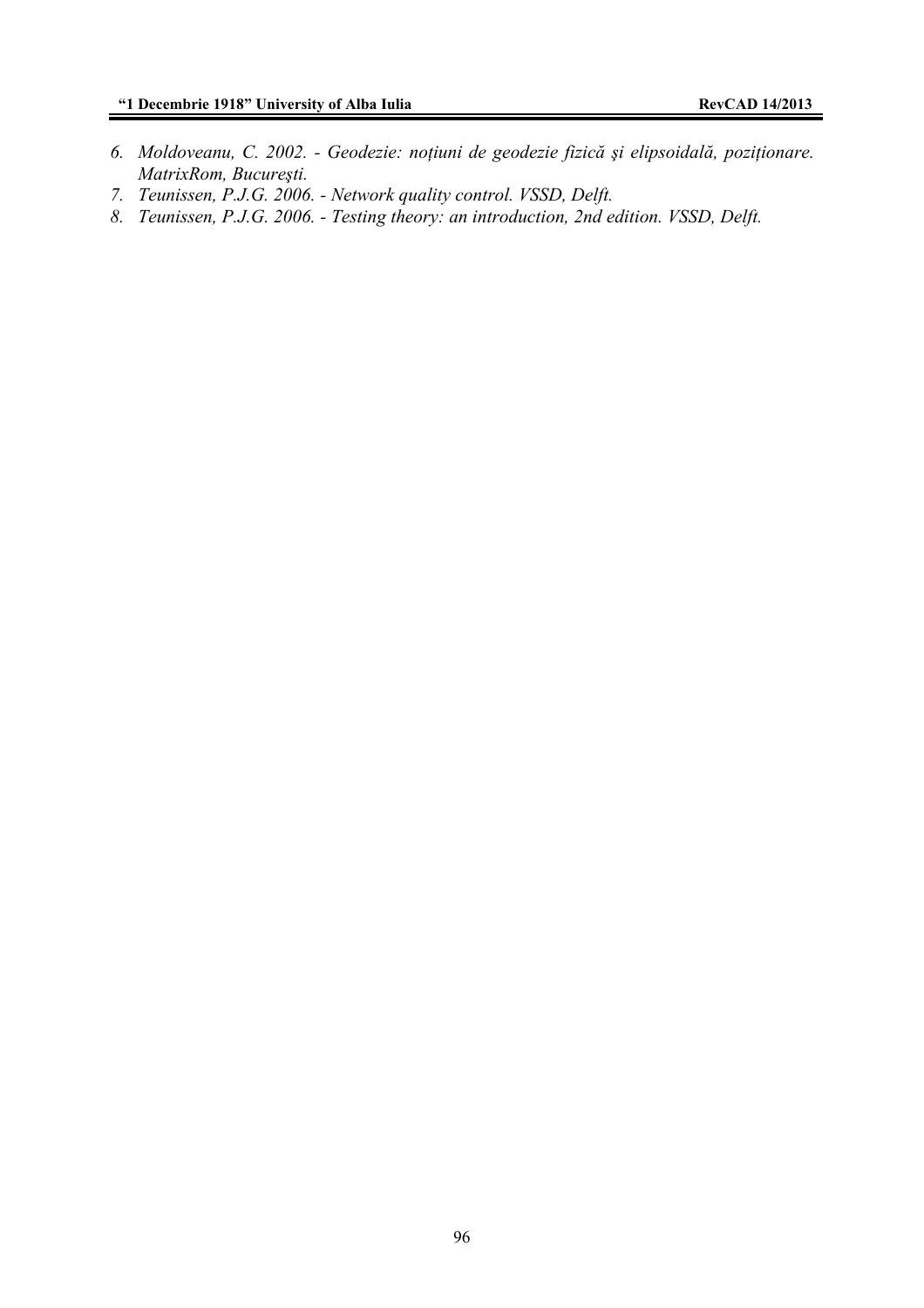6. *Moldoveanu, C. 2002. - Geodezie: noțiuni de geodezie fizică şi elipsoidală, poziționare. MatrixRom, Bucureşti.*
7. *Teunissen, P.J.G. 2006. - Network quality control. VSSD, Delft.*
8. *Teunissen, P.J.G. 2006. - Testing theory: an introduction, 2nd edition. VSSD, Delft.*